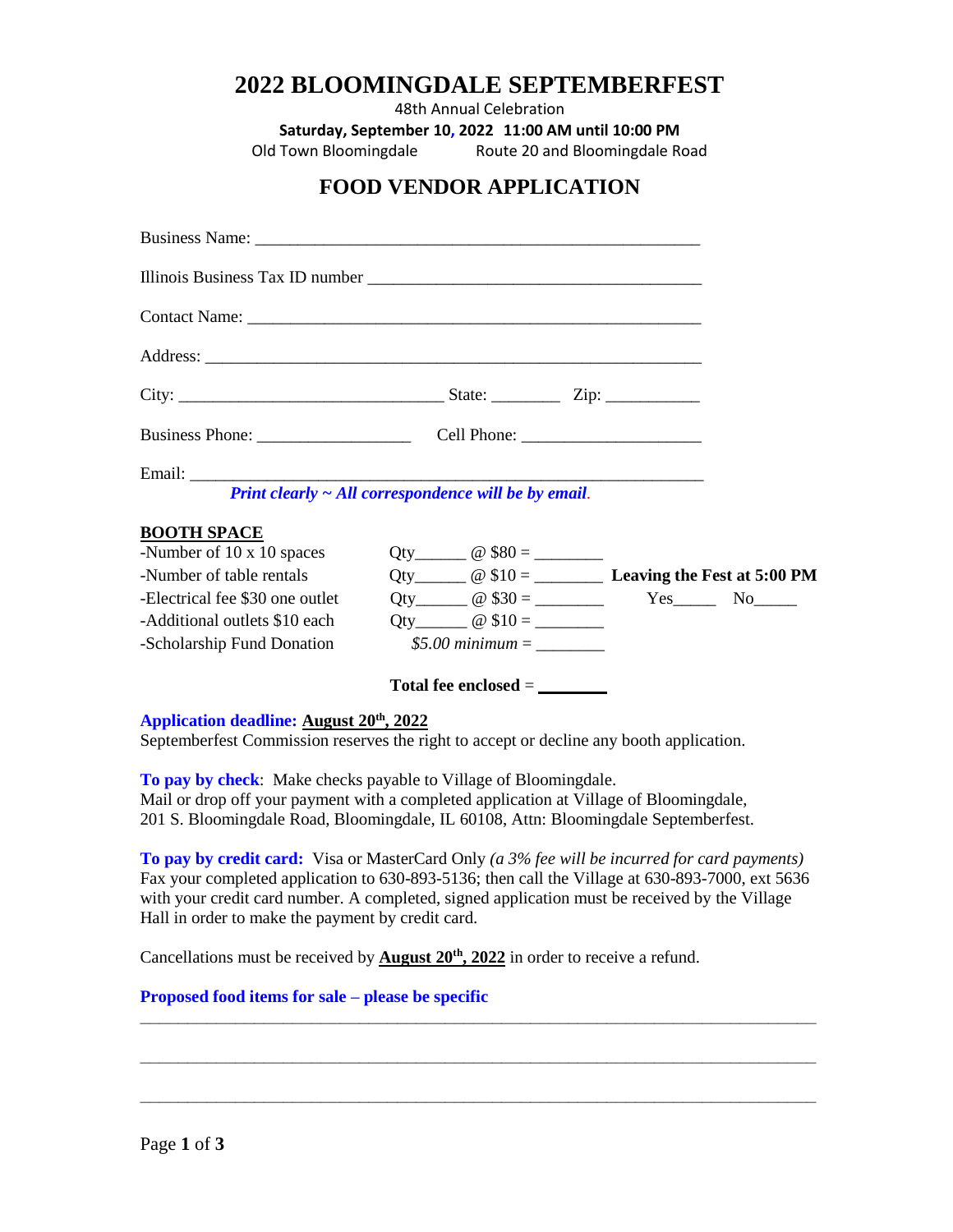# 2022 BLOOMINGDALE SEPTEMBERFEST

48th Annual Celebration

**Saturday, September 10, 2022 11:00 AM until 10:00 PM**

Old Town Bloomingdale Route 20 and Bloomingdale Road

## FOOD VENDOR APPLICATION

Business Name: ____________________________________________________

Illinois Business Tax ID number _____________________________________

Contact Name: _____________________________________________________

Address: _________________________________________________________

City: ______________________________ State: ________ Zip: ___________

Business Phone: _________________ Cell Phone: ____________________

Email: ___________________________________________________________

*Print clearly ~ All correspondence will be by email.*

**BOOTH SPACE**

| | | |
|---|---|---|
| -Number of 10 x 10 spaces | Qty______ @ $80 = ________ | |
| -Number of table rentals | Qty______ @ $10 = ________ | **Leaving the Fest at 5:00 PM** |
| -Electrical fee $30 one outlet | Qty______ @ $30 = ________ | Yes_____ No_____ |
| -Additional outlets $10 each | Qty______ @ $10 = ________ | |
| -Scholarship Fund Donation | *$5.00 minimum* = ________ | |

**Total fee enclosed** = ________

**Application deadline: August 20th, 2022**

Septemberfest Commission reserves the right to accept or decline any booth application.

**To pay by check**: Make checks payable to Village of Bloomingdale.
Mail or drop off your payment with a completed application at Village of Bloomingdale, 201 S. Bloomingdale Road, Bloomingdale, IL 60108, Attn: Bloomingdale Septemberfest.

**To pay by credit card:** Visa or MasterCard Only *(a 3% fee will be incurred for card payments)* Fax your completed application to 630-893-5136; then call the Village at 630-893-7000, ext 5636 with your credit card number. A completed, signed application must be received by the Village Hall in order to make the payment by credit card.

Cancellations must be received by **August 20th, 2022** in order to receive a refund.

**Proposed food items for sale – please be specific**

_____________________________________________________________________________

_____________________________________________________________________________

_____________________________________________________________________________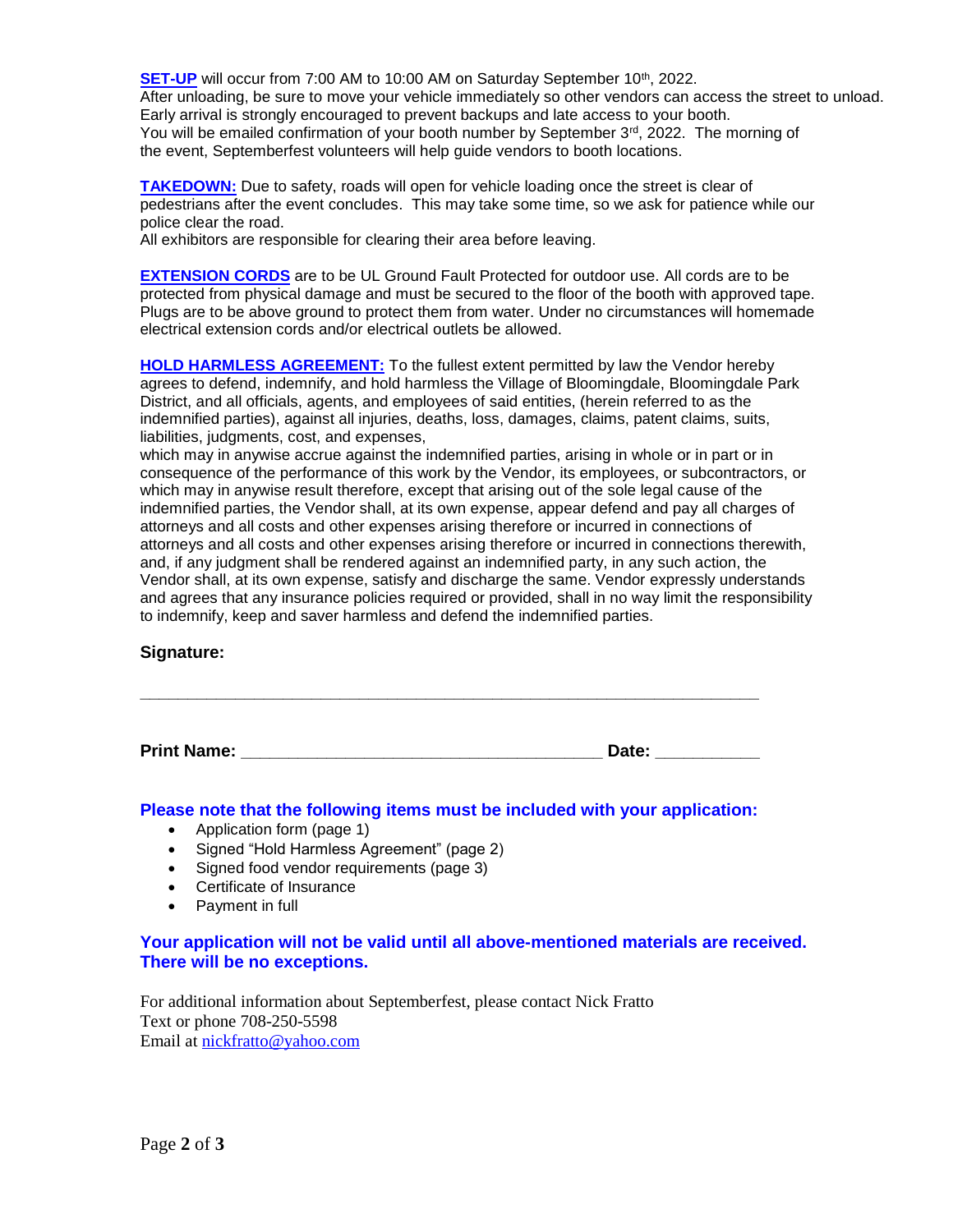**SET-UP** will occur from 7:00 AM to 10:00 AM on Saturday September 10th, 2022.
After unloading, be sure to move your vehicle immediately so other vendors can access the street to unload. Early arrival is strongly encouraged to prevent backups and late access to your booth.
You will be emailed confirmation of your booth number by September 3rd, 2022. The morning of the event, Septemberfest volunteers will help guide vendors to booth locations.

**TAKEDOWN:** Due to safety, roads will open for vehicle loading once the street is clear of pedestrians after the event concludes. This may take some time, so we ask for patience while our police clear the road.
All exhibitors are responsible for clearing their area before leaving.

**EXTENSION CORDS** are to be UL Ground Fault Protected for outdoor use. All cords are to be protected from physical damage and must be secured to the floor of the booth with approved tape. Plugs are to be above ground to protect them from water. Under no circumstances will homemade electrical extension cords and/or electrical outlets be allowed.

**HOLD HARMLESS AGREEMENT:** To the fullest extent permitted by law the Vendor hereby agrees to defend, indemnify, and hold harmless the Village of Bloomingdale, Bloomingdale Park District, and all officials, agents, and employees of said entities, (herein referred to as the indemnified parties), against all injuries, deaths, loss, damages, claims, patent claims, suits, liabilities, judgments, cost, and expenses,
which may in anywise accrue against the indemnified parties, arising in whole or in part or in consequence of the performance of this work by the Vendor, its employees, or subcontractors, or which may in anywise result therefore, except that arising out of the sole legal cause of the indemnified parties, the Vendor shall, at its own expense, appear defend and pay all charges of attorneys and all costs and other expenses arising therefore or incurred in connections of attorneys and all costs and other expenses arising therefore or incurred in connections therewith, and, if any judgment shall be rendered against an indemnified party, in any such action, the Vendor shall, at its own expense, satisfy and discharge the same. Vendor expressly understands and agrees that any insurance policies required or provided, shall in no way limit the responsibility to indemnify, keep and saver harmless and defend the indemnified parties.

**Signature:**

_______________________________________________________________________

**Print Name:** ________________________________________ **Date:** ___________

**Please note that the following items must be included with your application:**

- Application form (page 1)
- Signed "Hold Harmless Agreement" (page 2)
- Signed food vendor requirements (page 3)
- Certificate of Insurance
- Payment in full

**Your application will not be valid until all above-mentioned materials are received. There will be no exceptions.**

For additional information about Septemberfest, please contact Nick Fratto
Text or phone 708-250-5598
Email at nickfratto@yahoo.com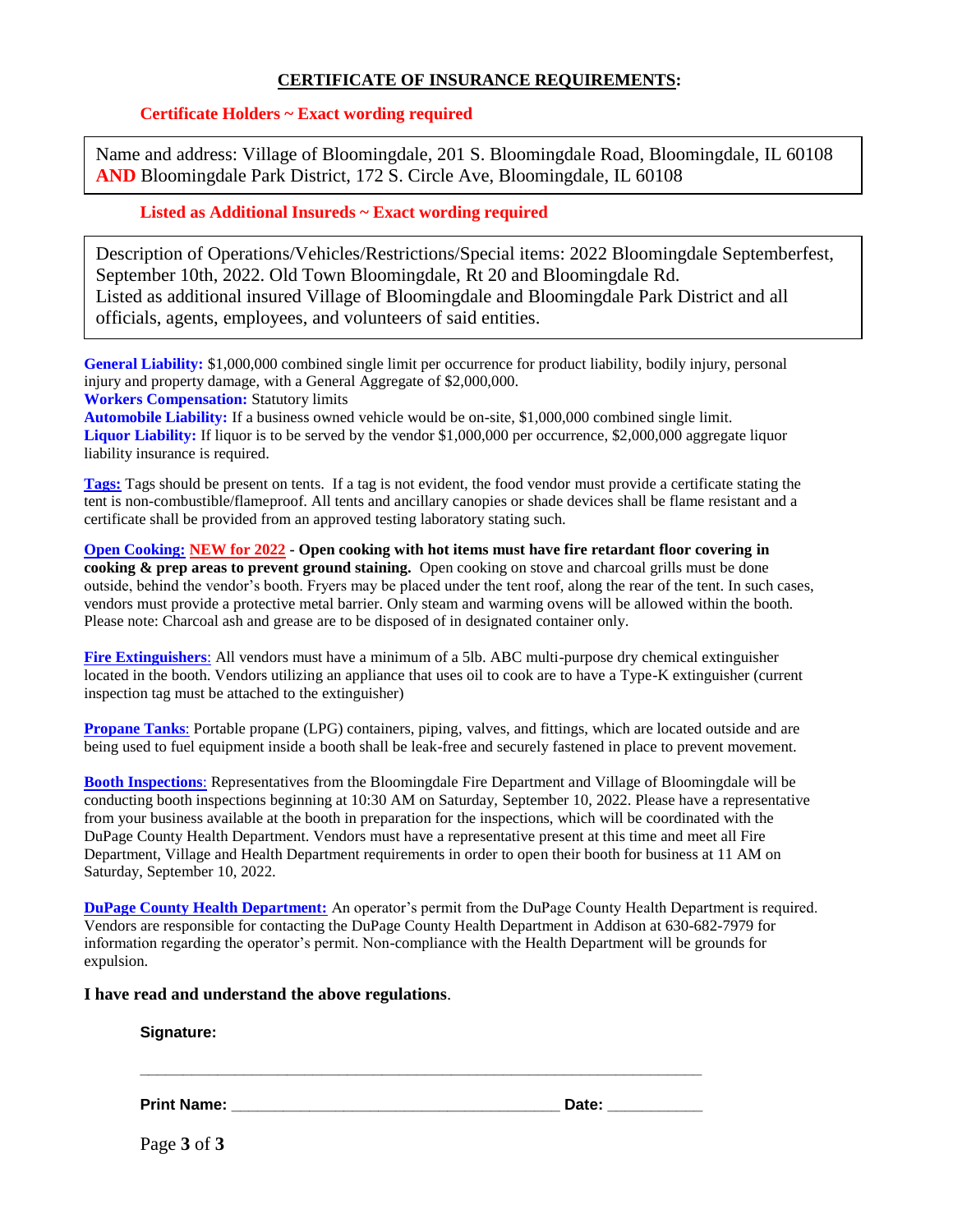## CERTIFICATE OF INSURANCE REQUIREMENTS:

**Certificate Holders ~ Exact wording required**

| |
|---|
| Name and address: Village of Bloomingdale, 201 S. Bloomingdale Road, Bloomingdale, IL 60108 **AND** Bloomingdale Park District, 172 S. Circle Ave, Bloomingdale, IL 60108 |

**Listed as Additional Insureds ~ Exact wording required**

| |
|---|
| Description of Operations/Vehicles/Restrictions/Special items: 2022 Bloomingdale Septemberfest, September 10th, 2022. Old Town Bloomingdale, Rt 20 and Bloomingdale Rd. Listed as additional insured Village of Bloomingdale and Bloomingdale Park District and all officials, agents, employees, and volunteers of said entities. |

**General Liability:** $1,000,000 combined single limit per occurrence for product liability, bodily injury, personal injury and property damage, with a General Aggregate of $2,000,000.
**Workers Compensation:** Statutory limits
**Automobile Liability:** If a business owned vehicle would be on-site, $1,000,000 combined single limit.
**Liquor Liability:** If liquor is to be served by the vendor $1,000,000 per occurrence, $2,000,000 aggregate liquor liability insurance is required.

**Tags:** Tags should be present on tents. If a tag is not evident, the food vendor must provide a certificate stating the tent is non-combustible/flameproof. All tents and ancillary canopies or shade devices shall be flame resistant and a certificate shall be provided from an approved testing laboratory stating such.

**Open Cooking:** **NEW for 2022** - **Open cooking with hot items must have fire retardant floor covering in cooking & prep areas to prevent ground staining.** Open cooking on stove and charcoal grills must be done outside, behind the vendor's booth. Fryers may be placed under the tent roof, along the rear of the tent. In such cases, vendors must provide a protective metal barrier. Only steam and warming ovens will be allowed within the booth. Please note: Charcoal ash and grease are to be disposed of in designated container only.

**Fire Extinguishers**: All vendors must have a minimum of a 5lb. ABC multi-purpose dry chemical extinguisher located in the booth. Vendors utilizing an appliance that uses oil to cook are to have a Type-K extinguisher (current inspection tag must be attached to the extinguisher)

**Propane Tanks**: Portable propane (LPG) containers, piping, valves, and fittings, which are located outside and are being used to fuel equipment inside a booth shall be leak-free and securely fastened in place to prevent movement.

**Booth Inspections**: Representatives from the Bloomingdale Fire Department and Village of Bloomingdale will be conducting booth inspections beginning at 10:30 AM on Saturday, September 10, 2022. Please have a representative from your business available at the booth in preparation for the inspections, which will be coordinated with the DuPage County Health Department. Vendors must have a representative present at this time and meet all Fire Department, Village and Health Department requirements in order to open their booth for business at 11 AM on Saturday, September 10, 2022.

**DuPage County Health Department:** An operator's permit from the DuPage County Health Department is required. Vendors are responsible for contacting the DuPage County Health Department in Addison at 630-682-7979 for information regarding the operator's permit. Non-compliance with the Health Department will be grounds for expulsion.

**I have read and understand the above regulations**.

**Signature:**

_______________________________________________________________

**Print Name:** ____________________________________ **Date:** ___________